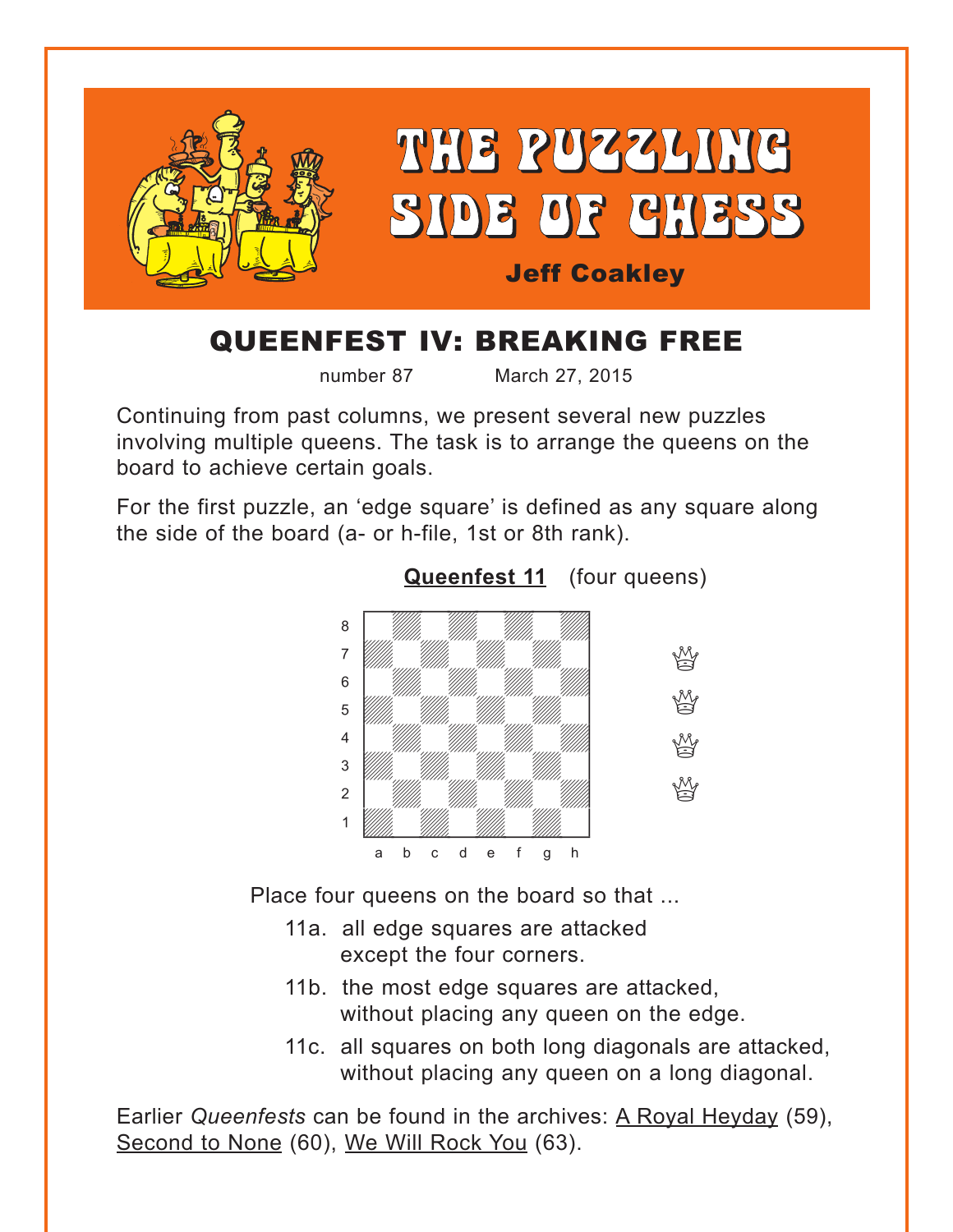# THE PUZZLING SIDE OF CHESS

**Jeff Coakley**

## QUEENFEST IV: BREAKING FREE

number 87 March 27, 2015

Continuing from past columns, we present several new puzzles involving multiple queens. The task is to arrange the queens on the board to achieve certain goals.

For the first puzzle, an 'edge square' is defined as any square along the side of the board (a- or h-file, 1st or 8th rank).

**Queenfest 11** (four queens)

Place four queens on the board so that ...

11a. all edge squares are attacked except the four corners.

11b. the most edge squares are attacked, without placing any queen on the edge.

11c. all squares on both long diagonals are attacked, without placing any queen on a long diagonal.

Earlier *Queenfests* can be found in the archives: A Royal Heyday (59), Second to None (60), We Will Rock You (63).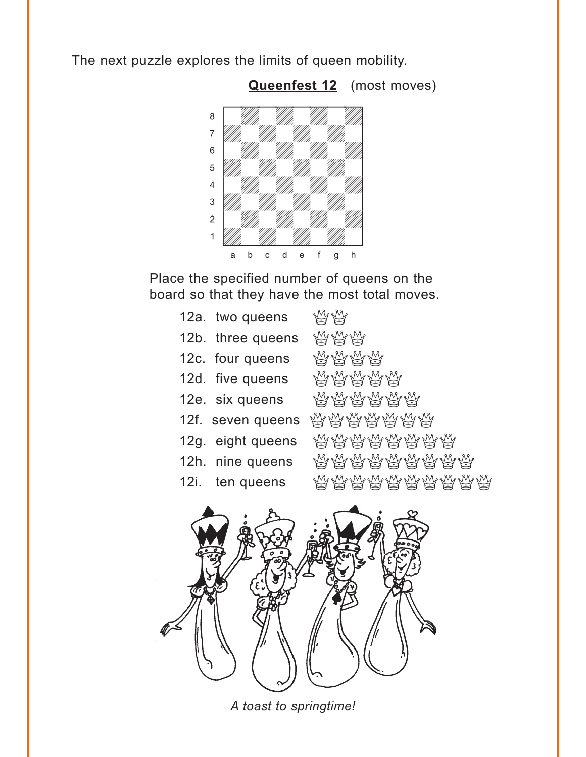The next puzzle explores the limits of queen mobility.

**Queenfest 12** (most moves)

Place the specified number of queens on the board so that they have the most total moves.

12a. two queens ♕♕
12b. three queens ♕♕♕
12c. four queens ♕♕♕♕
12d. five queens ♕♕♕♕♕
12e. six queens ♕♕♕♕♕♕
12f. seven queens ♕♕♕♕♕♕♕
12g. eight queens ♕♕♕♕♕♕♕♕
12h. nine queens ♕♕♕♕♕♕♕♕♕
12i. ten queens ♕♕♕♕♕♕♕♕♕♕

*A toast to springtime!*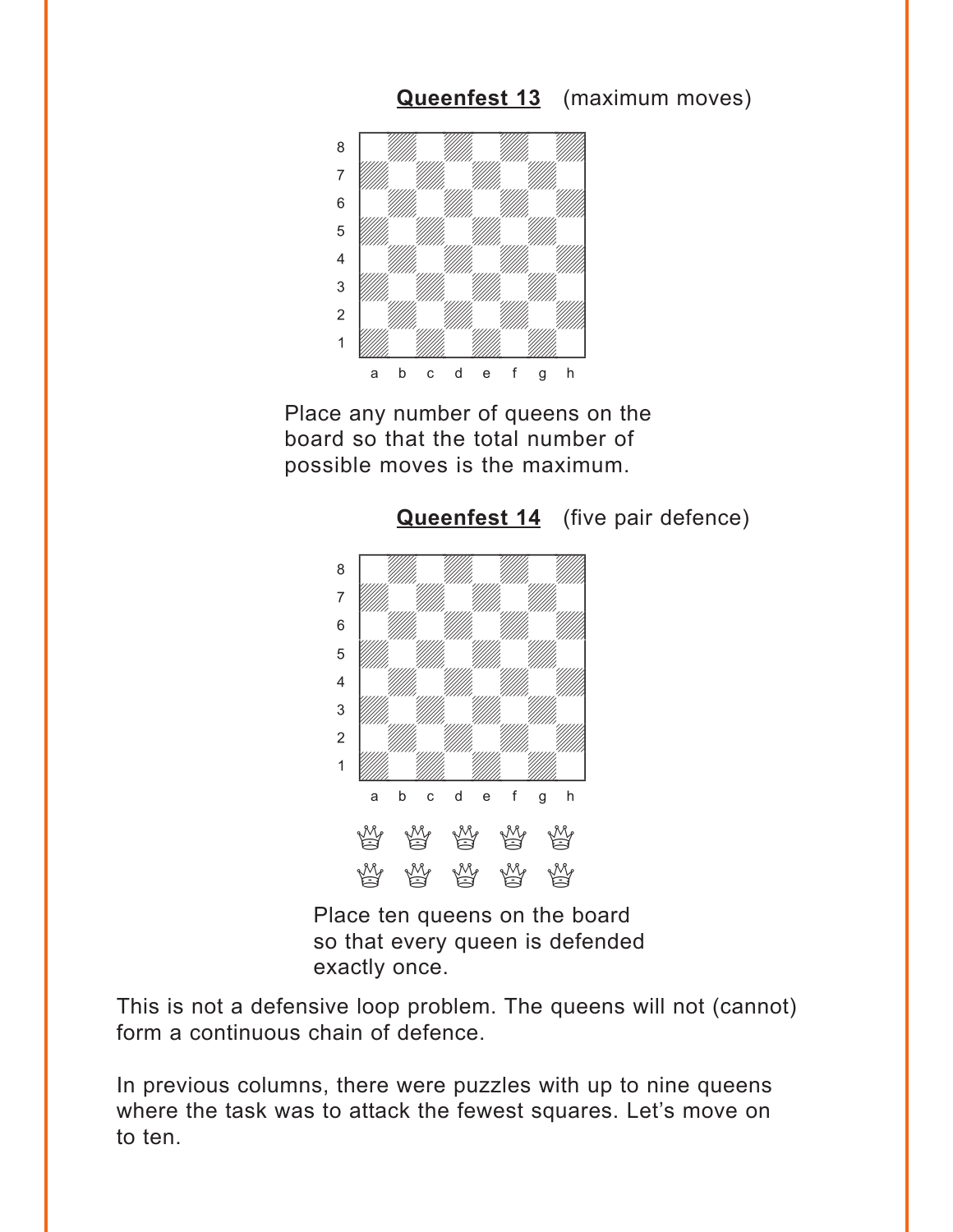**Queenfest 13** (maximum moves)

Place any number of queens on the board so that the total number of possible moves is the maximum.

**Queenfest 14** (five pair defence)

Place ten queens on the board so that every queen is defended exactly once.

This is not a defensive loop problem. The queens will not (cannot) form a continuous chain of defence.

In previous columns, there were puzzles with up to nine queens where the task was to attack the fewest squares. Let's move on to ten.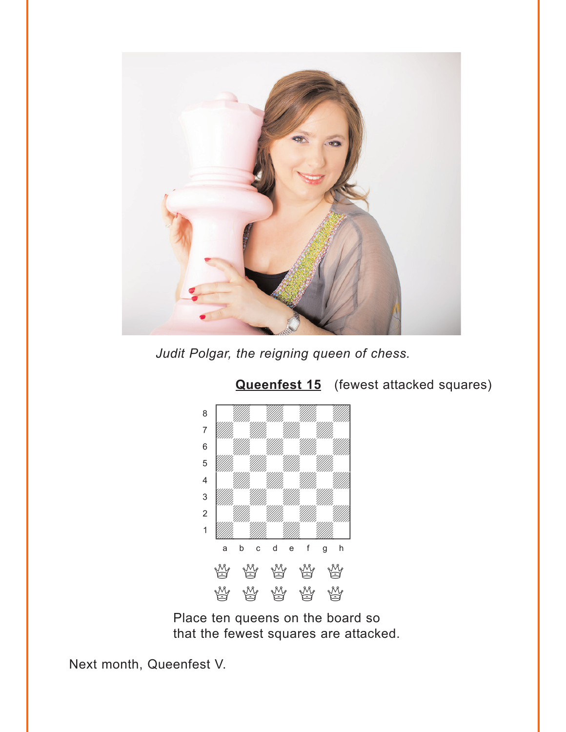*Judit Polgar, the reigning queen of chess.*

**Queenfest 15** (fewest attacked squares)

Place ten queens on the board so that the fewest squares are attacked.

Next month, Queenfest V.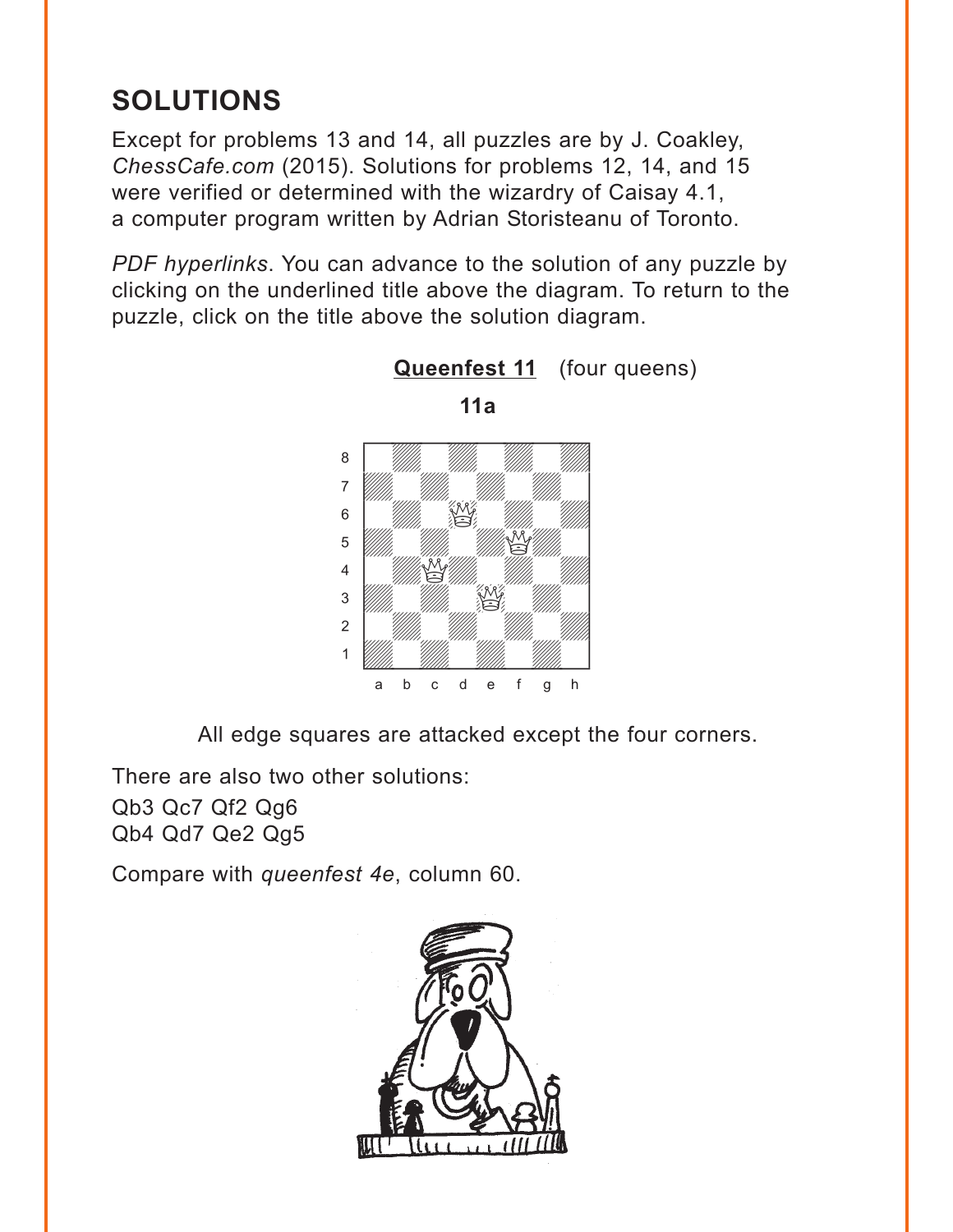## SOLUTIONS

Except for problems 13 and 14, all puzzles are by J. Coakley, *ChessCafe.com* (2015). Solutions for problems 12, 14, and 15 were verified or determined with the wizardry of Caisay 4.1, a computer program written by Adrian Storisteanu of Toronto.

*PDF hyperlinks*. You can advance to the solution of any puzzle by clicking on the underlined title above the diagram. To return to the puzzle, click on the title above the solution diagram.

**Queenfest 11** (four queens)

**11a**

All edge squares are attacked except the four corners.

There are also two other solutions:
Qb3 Qc7 Qf2 Qg6
Qb4 Qd7 Qe2 Qg5

Compare with *queenfest 4e*, column 60.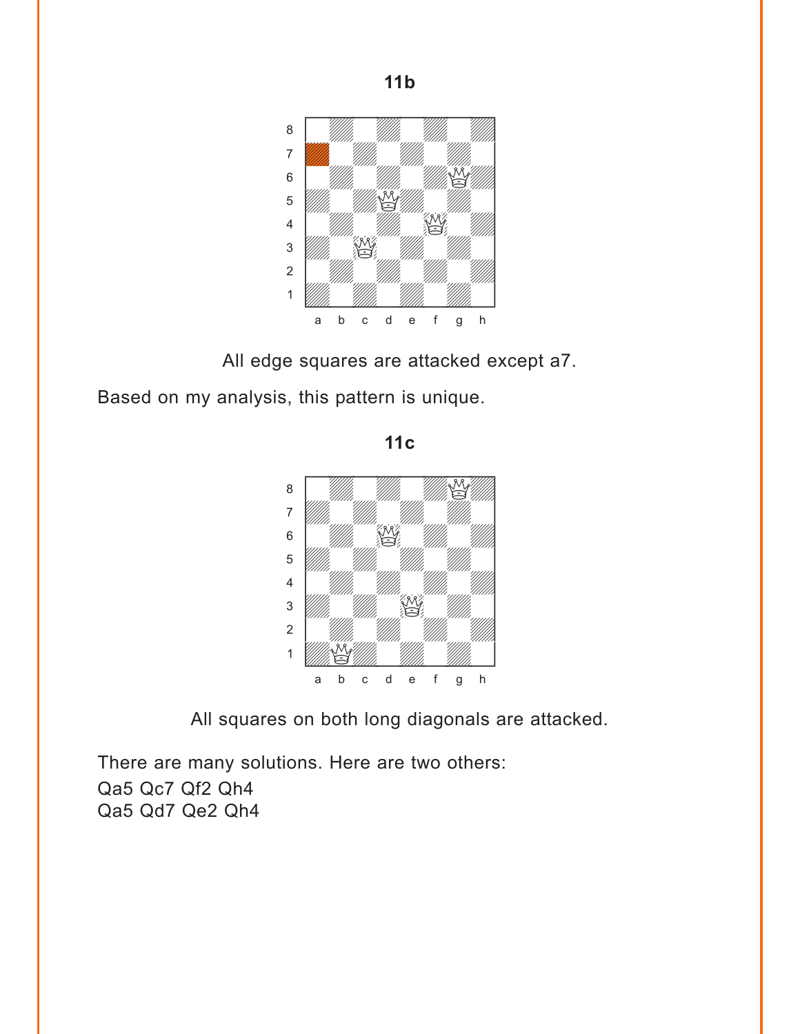**11b**

All edge squares are attacked except a7.

Based on my analysis, this pattern is unique.

**11c**

All squares on both long diagonals are attacked.

There are many solutions. Here are two others:
Qa5 Qc7 Qf2 Qh4
Qa5 Qd7 Qe2 Qh4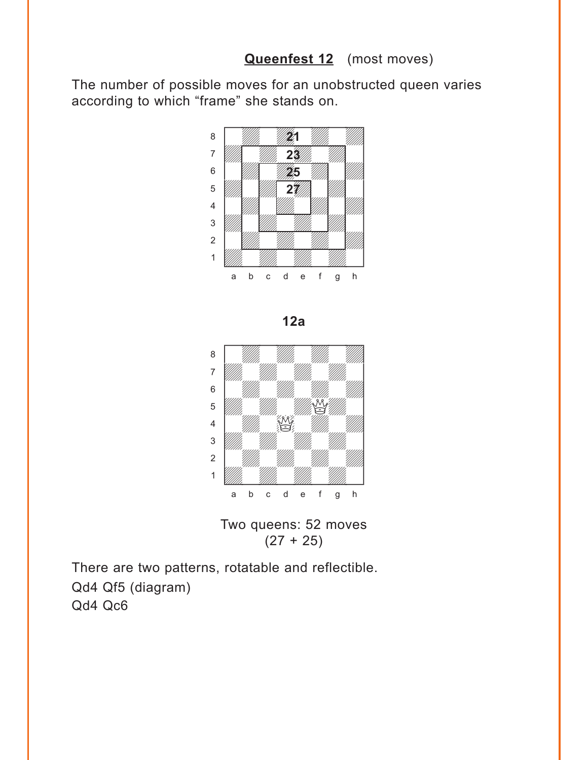**Queenfest 12** (most moves)

The number of possible moves for an unobstructed queen varies according to which "frame" she stands on.

**12a**

Two queens: 52 moves
(27 + 25)

There are two patterns, rotatable and reflectible.

Qd4 Qf5 (diagram)

Qd4 Qc6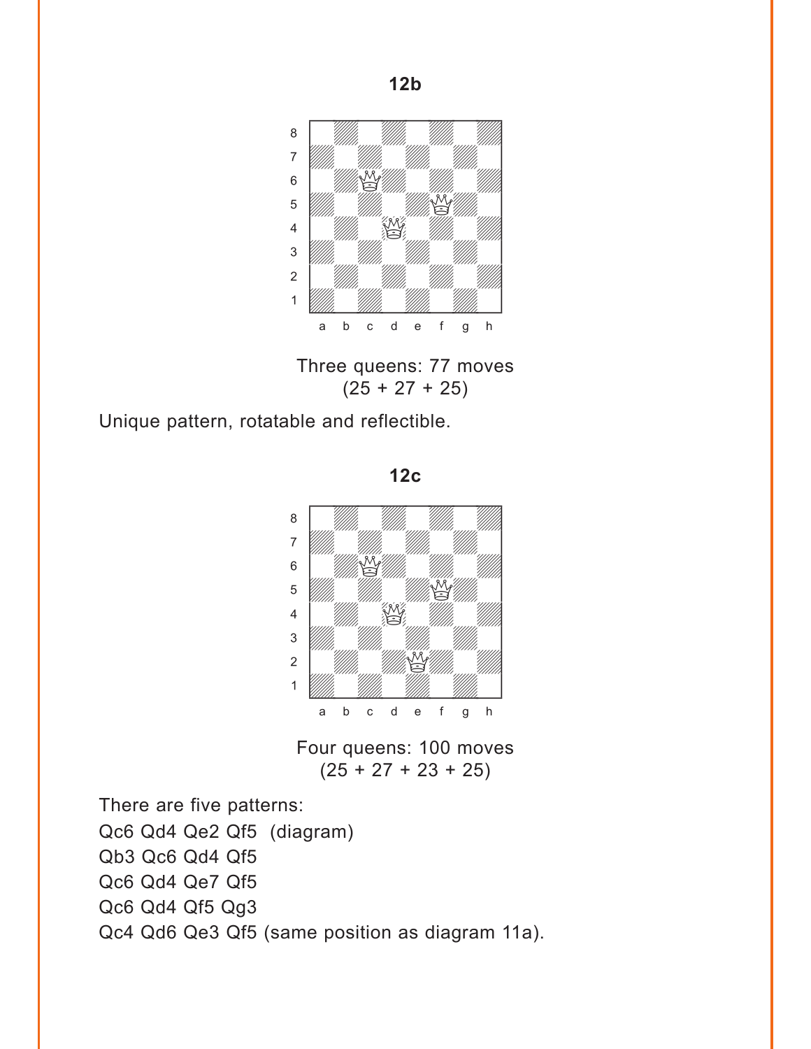**12b**

Three queens: 77 moves
(25 + 27 + 25)

Unique pattern, rotatable and reflectible.

**12c**

Four queens: 100 moves
(25 + 27 + 23 + 25)

There are five patterns:

Qc6 Qd4 Qe2 Qf5 (diagram)
Qb3 Qc6 Qd4 Qf5
Qc6 Qd4 Qe7 Qf5
Qc6 Qd4 Qf5 Qg3
Qc4 Qd6 Qe3 Qf5 (same position as diagram 11a).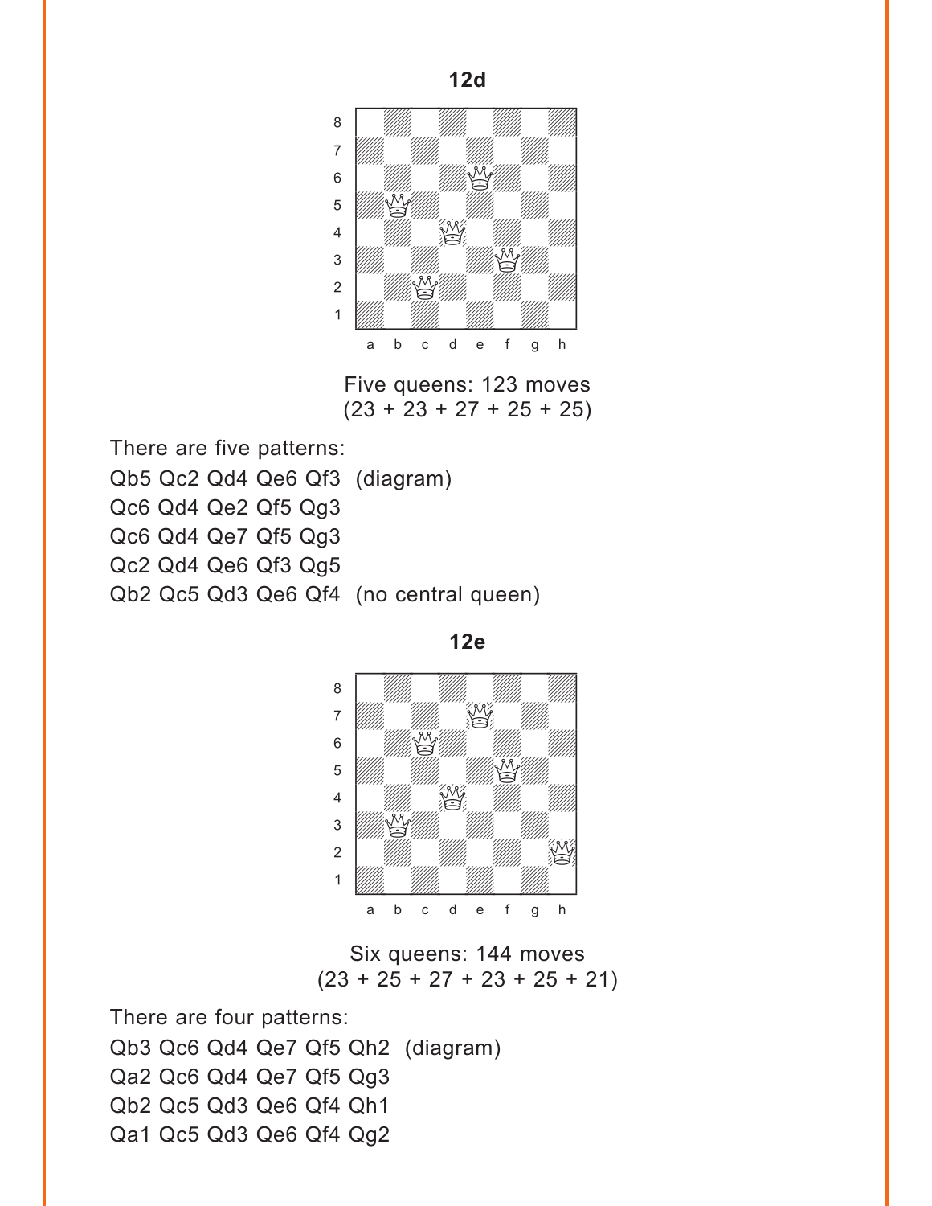## 12d

Five queens: 123 moves
(23 + 23 + 27 + 25 + 25)

There are five patterns:

Qb5 Qc2 Qd4 Qe6 Qf3 (diagram)
Qc6 Qd4 Qe2 Qf5 Qg3
Qc6 Qd4 Qe7 Qf5 Qg3
Qc2 Qd4 Qe6 Qf3 Qg5
Qb2 Qc5 Qd3 Qe6 Qf4 (no central queen)

## 12e

Six queens: 144 moves
(23 + 25 + 27 + 23 + 25 + 21)

There are four patterns:

Qb3 Qc6 Qd4 Qe7 Qf5 Qh2 (diagram)
Qa2 Qc6 Qd4 Qe7 Qf5 Qg3
Qb2 Qc5 Qd3 Qe6 Qf4 Qh1
Qa1 Qc5 Qd3 Qe6 Qf4 Qg2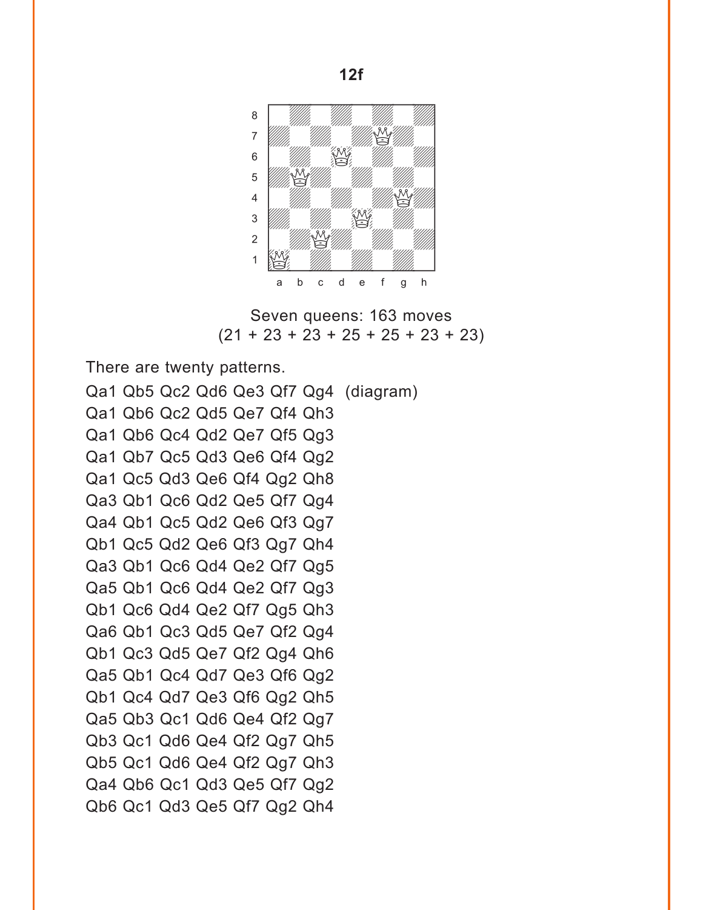**12f**

Seven queens: 163 moves
(21 + 23 + 23 + 25 + 25 + 23 + 23)

There are twenty patterns.

Qa1 Qb5 Qc2 Qd6 Qe3 Qf7 Qg4 (diagram)
Qa1 Qb6 Qc2 Qd5 Qe7 Qf4 Qh3
Qa1 Qb6 Qc4 Qd2 Qe7 Qf5 Qg3
Qa1 Qb7 Qc5 Qd3 Qe6 Qf4 Qg2
Qa1 Qc5 Qd3 Qe6 Qf4 Qg2 Qh8
Qa3 Qb1 Qc6 Qd2 Qe5 Qf7 Qg4
Qa4 Qb1 Qc5 Qd2 Qe6 Qf3 Qg7
Qb1 Qc5 Qd2 Qe6 Qf3 Qg7 Qh4
Qa3 Qb1 Qc6 Qd4 Qe2 Qf7 Qg5
Qa5 Qb1 Qc6 Qd4 Qe2 Qf7 Qg3
Qb1 Qc6 Qd4 Qe2 Qf7 Qg5 Qh3
Qa6 Qb1 Qc3 Qd5 Qe7 Qf2 Qg4
Qb1 Qc3 Qd5 Qe7 Qf2 Qg4 Qh6
Qa5 Qb1 Qc4 Qd7 Qe3 Qf6 Qg2
Qb1 Qc4 Qd7 Qe3 Qf6 Qg2 Qh5
Qa5 Qb3 Qc1 Qd6 Qe4 Qf2 Qg7
Qb3 Qc1 Qd6 Qe4 Qf2 Qg7 Qh5
Qb5 Qc1 Qd6 Qe4 Qf2 Qg7 Qh3
Qa4 Qb6 Qc1 Qd3 Qe5 Qf7 Qg2
Qb6 Qc1 Qd3 Qe5 Qf7 Qg2 Qh4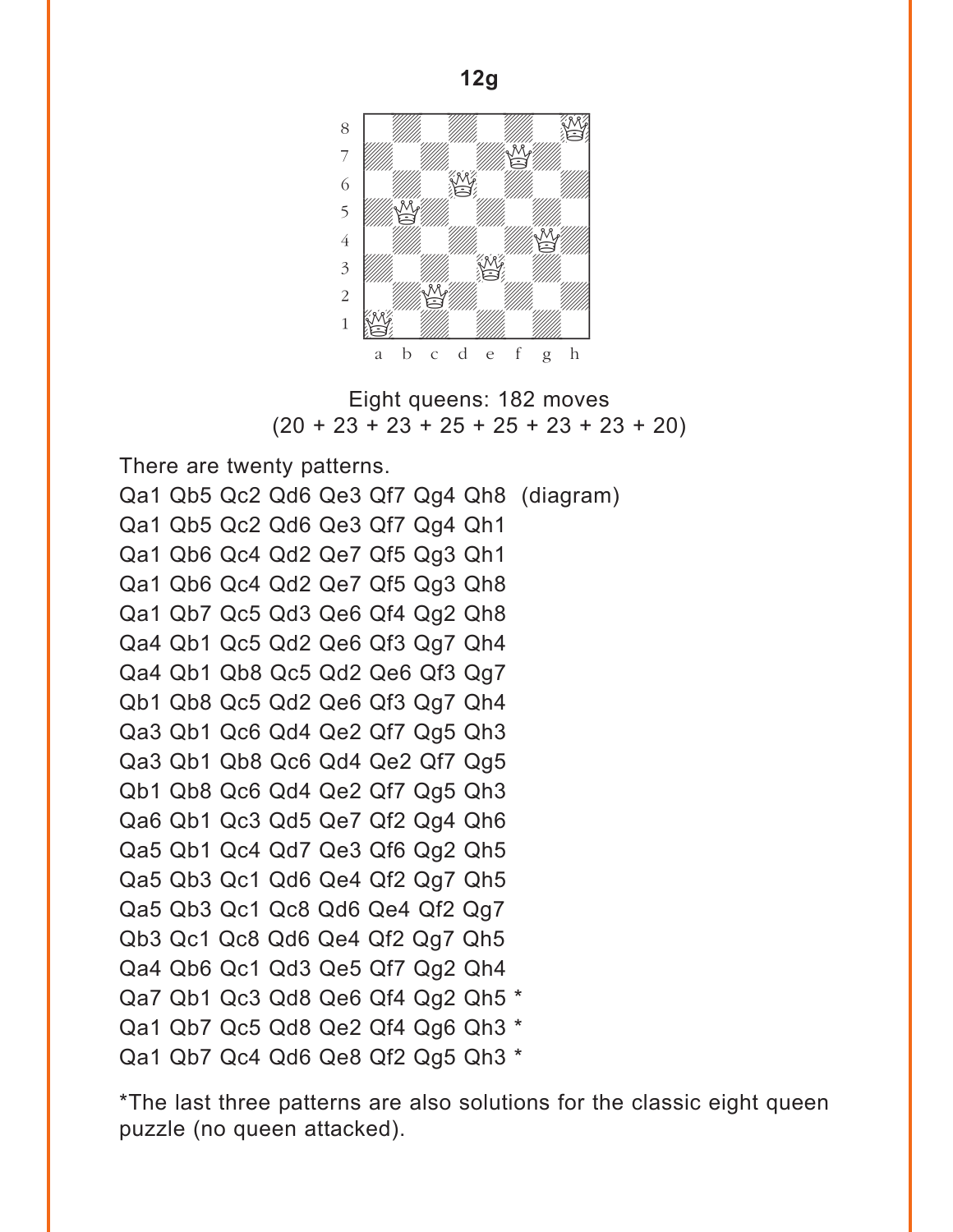**12g**

Eight queens: 182 moves
(20 + 23 + 23 + 25 + 25 + 23 + 23 + 20)

There are twenty patterns.

Qa1 Qb5 Qc2 Qd6 Qe3 Qf7 Qg4 Qh8 (diagram)
Qa1 Qb5 Qc2 Qd6 Qe3 Qf7 Qg4 Qh1
Qa1 Qb6 Qc4 Qd2 Qe7 Qf5 Qg3 Qh1
Qa1 Qb6 Qc4 Qd2 Qe7 Qf5 Qg3 Qh8
Qa1 Qb7 Qc5 Qd3 Qe6 Qf4 Qg2 Qh8
Qa4 Qb1 Qc5 Qd2 Qe6 Qf3 Qg7 Qh4
Qa4 Qb1 Qb8 Qc5 Qd2 Qe6 Qf3 Qg7
Qb1 Qb8 Qc5 Qd2 Qe6 Qf3 Qg7 Qh4
Qa3 Qb1 Qc6 Qd4 Qe2 Qf7 Qg5 Qh3
Qa3 Qb1 Qb8 Qc6 Qd4 Qe2 Qf7 Qg5
Qb1 Qb8 Qc6 Qd4 Qe2 Qf7 Qg5 Qh3
Qa6 Qb1 Qc3 Qd5 Qe7 Qf2 Qg4 Qh6
Qa5 Qb1 Qc4 Qd7 Qe3 Qf6 Qg2 Qh5
Qa5 Qb3 Qc1 Qd6 Qe4 Qf2 Qg7 Qh5
Qa5 Qb3 Qc1 Qc8 Qd6 Qe4 Qf2 Qg7
Qb3 Qc1 Qc8 Qd6 Qe4 Qf2 Qg7 Qh5
Qa4 Qb6 Qc1 Qd3 Qe5 Qf7 Qg2 Qh4
Qa7 Qb1 Qc3 Qd8 Qe6 Qf4 Qg2 Qh5 *
Qa1 Qb7 Qc5 Qd8 Qe2 Qf4 Qg6 Qh3 *
Qa1 Qb7 Qc4 Qd6 Qe8 Qf2 Qg5 Qh3 *

*The last three patterns are also solutions for the classic eight queen puzzle (no queen attacked).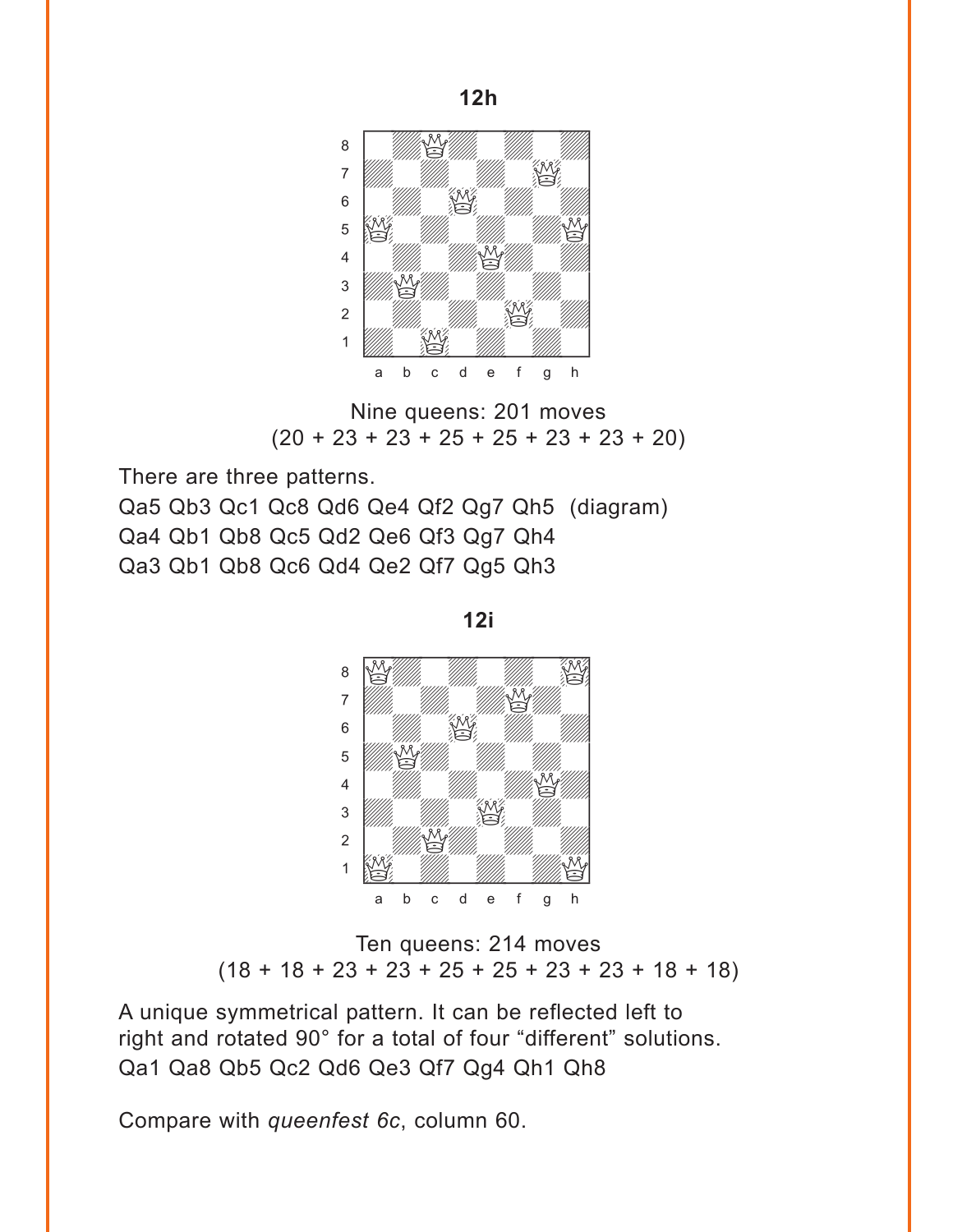**12h**

Nine queens: 201 moves
(20 + 23 + 23 + 25 + 25 + 23 + 23 + 20)

There are three patterns.
Qa5 Qb3 Qc1 Qc8 Qd6 Qe4 Qf2 Qg7 Qh5 (diagram)
Qa4 Qb1 Qb8 Qc5 Qd2 Qe6 Qf3 Qg7 Qh4
Qa3 Qb1 Qb8 Qc6 Qd4 Qe2 Qf7 Qg5 Qh3

**12i**

Ten queens: 214 moves
(18 + 18 + 23 + 23 + 25 + 25 + 23 + 23 + 18 + 18)

A unique symmetrical pattern. It can be reflected left to right and rotated 90° for a total of four “different” solutions.
Qa1 Qa8 Qb5 Qc2 Qd6 Qe3 Qf7 Qg4 Qh1 Qh8

Compare with *queenfest 6c*, column 60.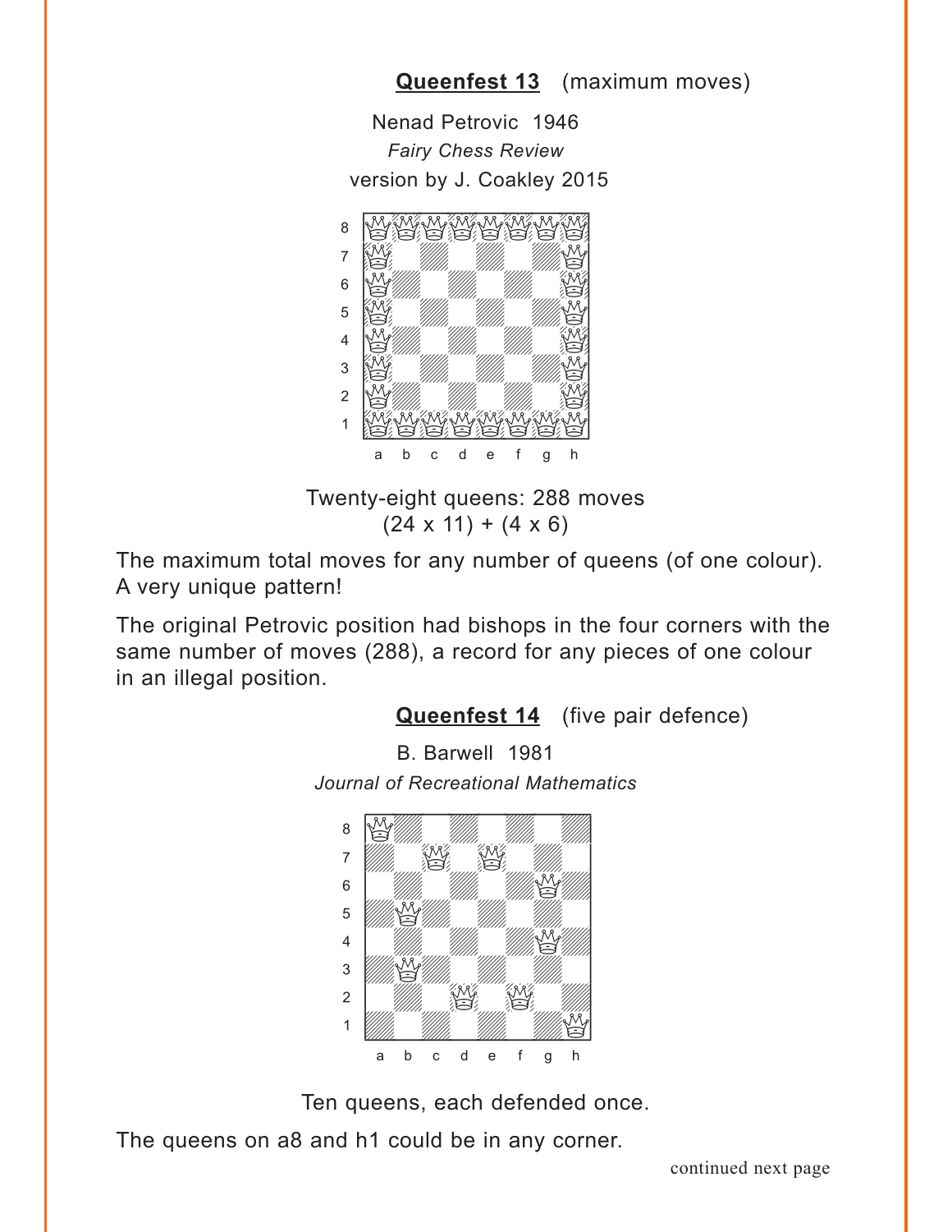**Queenfest 13** (maximum moves)

Nenad Petrovic 1946

*Fairy Chess Review*

version by J. Coakley 2015

Twenty-eight queens: 288 moves

(24 x 11) + (4 x 6)

The maximum total moves for any number of queens (of one colour). A very unique pattern!

The original Petrovic position had bishops in the four corners with the same number of moves (288), a record for any pieces of one colour in an illegal position.

**Queenfest 14** (five pair defence)

B. Barwell 1981

*Journal of Recreational Mathematics*

Ten queens, each defended once.

The queens on a8 and h1 could be in any corner.

continued next page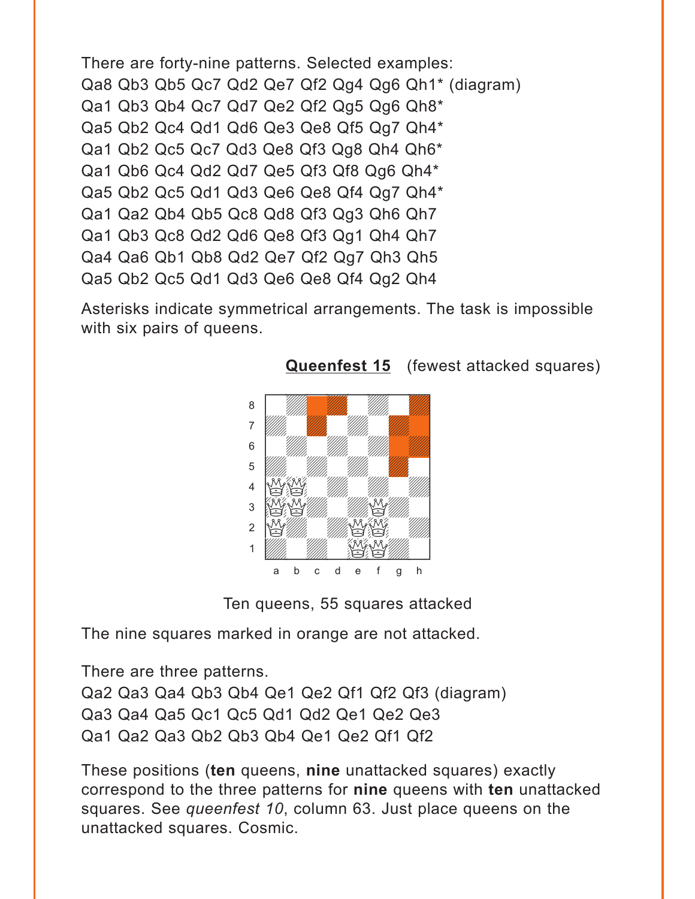There are forty-nine patterns. Selected examples:
Qa8 Qb3 Qb5 Qc7 Qd2 Qe7 Qf2 Qg4 Qg6 Qh1* (diagram)
Qa1 Qb3 Qb4 Qc7 Qd7 Qe2 Qf2 Qg5 Qg6 Qh8*
Qa5 Qb2 Qc4 Qd1 Qd6 Qe3 Qe8 Qf5 Qg7 Qh4*
Qa1 Qb2 Qc5 Qc7 Qd3 Qe8 Qf3 Qg8 Qh4 Qh6*
Qa1 Qb6 Qc4 Qd2 Qd7 Qe5 Qf3 Qf8 Qg6 Qh4*
Qa5 Qb2 Qc5 Qd1 Qd3 Qe6 Qe8 Qf4 Qg7 Qh4*
Qa1 Qa2 Qb4 Qb5 Qc8 Qd8 Qf3 Qg3 Qh6 Qh7
Qa1 Qb3 Qc8 Qd2 Qd6 Qe8 Qf3 Qg1 Qh4 Qh7
Qa4 Qa6 Qb1 Qb8 Qd2 Qe7 Qf2 Qg7 Qh3 Qh5
Qa5 Qb2 Qc5 Qd1 Qd3 Qe6 Qe8 Qf4 Qg2 Qh4

Asterisks indicate symmetrical arrangements. The task is impossible with six pairs of queens.

**Queenfest 15** (fewest attacked squares)

Ten queens, 55 squares attacked

The nine squares marked in orange are not attacked.

There are three patterns.
Qa2 Qa3 Qa4 Qb3 Qb4 Qe1 Qe2 Qf1 Qf2 Qf3 (diagram)
Qa3 Qa4 Qa5 Qc1 Qc5 Qd1 Qd2 Qe1 Qe2 Qe3
Qa1 Qa2 Qa3 Qb2 Qb3 Qb4 Qe1 Qe2 Qf1 Qf2

These positions (**ten** queens, **nine** unattacked squares) exactly correspond to the three patterns for **nine** queens with **ten** unattacked squares. See *queenfest 10*, column 63. Just place queens on the unattacked squares. Cosmic.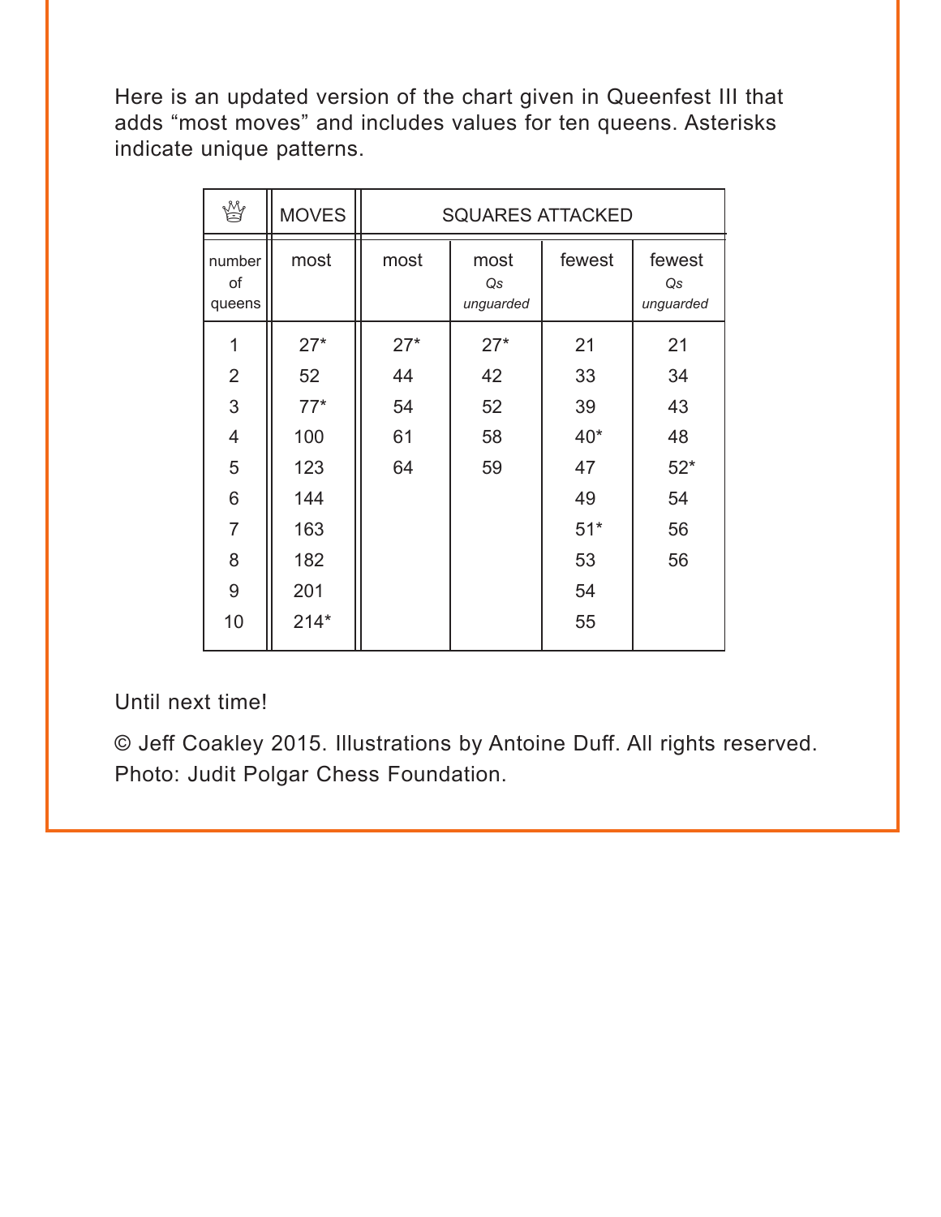Here is an updated version of the chart given in Queenfest III that adds "most moves" and includes values for ten queens. Asterisks indicate unique patterns.

| ♕ | MOVES | SQUARES ATTACKED | | | |
|---|---|---|---|---|---|
| number of queens | most | most | most *Qs unguarded* | fewest | fewest *Qs unguarded* |
| 1 | 27* | 27* | 27* | 21 | 21 |
| 2 | 52 | 44 | 42 | 33 | 34 |
| 3 | 77* | 54 | 52 | 39 | 43 |
| 4 | 100 | 61 | 58 | 40* | 48 |
| 5 | 123 | 64 | 59 | 47 | 52* |
| 6 | 144 | | | 49 | 54 |
| 7 | 163 | | | 51* | 56 |
| 8 | 182 | | | 53 | 56 |
| 9 | 201 | | | 54 | |
| 10 | 214* | | | 55 | |

Until next time!

© Jeff Coakley 2015. Illustrations by Antoine Duff. All rights reserved.
Photo: Judit Polgar Chess Foundation.